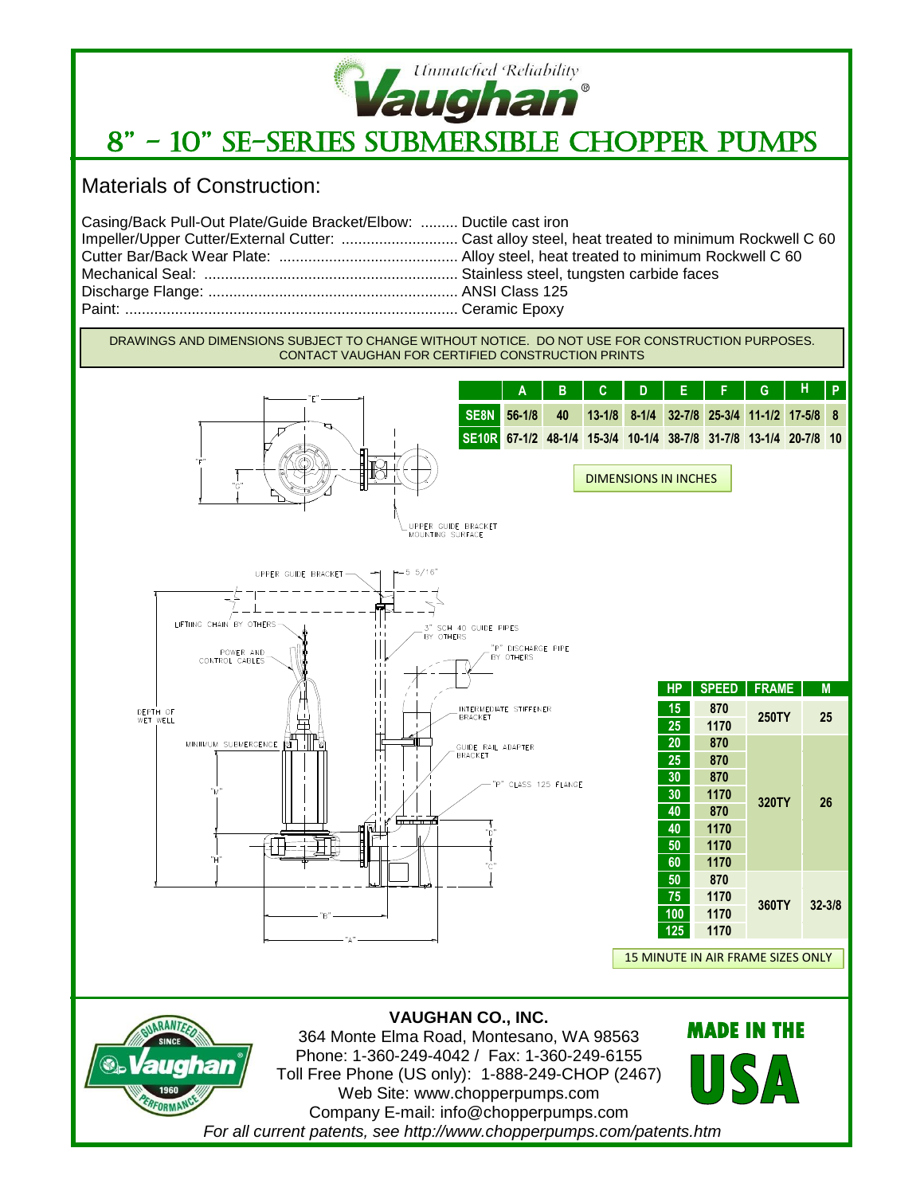*Unmatched Reliability*

**Vaughan®**

# 8" - 10" SE-SERIES SUBMERSIBLE CHOPPER PUMPS

## Materials of Construction:

Casing/Back Pull-Out Plate/Guide Bracket/Elbow: ......... Ductile cast iron
Impeller/Upper Cutter/External Cutter: ........................... Cast alloy steel, heat treated to minimum Rockwell C 60
Cutter Bar/Back Wear Plate: .......................................... Alloy steel, heat treated to minimum Rockwell C 60
Mechanical Seal: ............................................................ Stainless steel, tungsten carbide faces
Discharge Flange: ........................................................... ANSI Class 125
Paint: ............................................................................... Ceramic Epoxy

DRAWINGS AND DIMENSIONS SUBJECT TO CHANGE WITHOUT NOTICE. DO NOT USE FOR CONSTRUCTION PURPOSES. CONTACT VAUGHAN FOR CERTIFIED CONSTRUCTION PRINTS

| | A | B | C | D | E | F | G | H | P |
|---|---|---|---|---|---|---|---|---|---|
| SE8N | 56-1/8 | 40 | 13-1/8 | 8-1/4 | 32-7/8 | 25-3/4 | 11-1/2 | 17-5/8 | 8 |
| SE10R | 67-1/2 | 48-1/4 | 15-3/4 | 10-1/4 | 38-7/8 | 31-7/8 | 13-1/4 | 20-7/8 | 10 |

DIMENSIONS IN INCHES

"E" "F" "G" UPPER GUIDE BRACKET MOUNTING SURFACE

UPPER GUIDE BRACKET 5 5/16" LIFTING CHAIN BY OTHERS 3" SCH 40 GUIDE PIPES BY OTHERS "P" DISCHARGE PIPE BY OTHERS POWER AND CONTROL CABLES DEPTH OF WET WELL INTERMEDIATE STIFFENER BRACKET MINIMUM SUBMERGENCE GUIDE RAIL ADAPTER BRACKET "P" CLASS 125 FLANGE "M" "D" "H" "C" "B" "A"

| HP | SPEED | FRAME | M |
|---|---|---|---|
| 15 | 870 | 250TY | 25 |
| 25 | 1170 | | |
| 20 | 870 | 320TY | 26 |
| 25 | 870 | | |
| 30 | 870 | | |
| 30 | 1170 | | |
| 40 | 870 | | |
| 40 | 1170 | | |
| 50 | 1170 | | |
| 60 | 1170 | | |
| 50 | 870 | 360TY | 32-3/8 |
| 75 | 1170 | | |
| 100 | 1170 | | |
| 125 | 1170 | | |

15 MINUTE IN AIR FRAME SIZES ONLY

**VAUGHAN CO., INC.**
364 Monte Elma Road, Montesano, WA 98563
Phone: 1-360-249-4042 / Fax: 1-360-249-6155
Toll Free Phone (US only): 1-888-249-CHOP (2467)
Web Site: www.chopperpumps.com
Company E-mail: info@chopperpumps.com

GUARANTEED SINCE 1960 PERFORMANCE Vaughan

MADE IN THE USA

*For all current patents, see http://www.chopperpumps.com/patents.htm*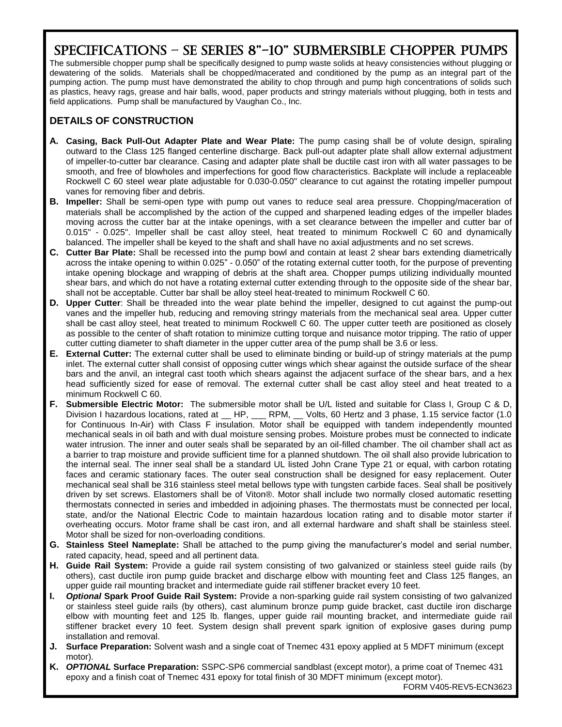# SPECIFICATIONS – SE SERIES 8"-10" SUBMERSIBLE CHOPPER PUMPS

The submersible chopper pump shall be specifically designed to pump waste solids at heavy consistencies without plugging or dewatering of the solids. Materials shall be chopped/macerated and conditioned by the pump as an integral part of the pumping action. The pump must have demonstrated the ability to chop through and pump high concentrations of solids such as plastics, heavy rags, grease and hair balls, wood, paper products and stringy materials without plugging, both in tests and field applications. Pump shall be manufactured by Vaughan Co., Inc.

## DETAILS OF CONSTRUCTION

**A. Casing, Back Pull-Out Adapter Plate and Wear Plate:** The pump casing shall be of volute design, spiraling outward to the Class 125 flanged centerline discharge. Back pull-out adapter plate shall allow external adjustment of impeller-to-cutter bar clearance. Casing and adapter plate shall be ductile cast iron with all water passages to be smooth, and free of blowholes and imperfections for good flow characteristics. Backplate will include a replaceable Rockwell C 60 steel wear plate adjustable for 0.030-0.050" clearance to cut against the rotating impeller pumpout vanes for removing fiber and debris.

**B. Impeller:** Shall be semi-open type with pump out vanes to reduce seal area pressure. Chopping/maceration of materials shall be accomplished by the action of the cupped and sharpened leading edges of the impeller blades moving across the cutter bar at the intake openings, with a set clearance between the impeller and cutter bar of 0.015" - 0.025". Impeller shall be cast alloy steel, heat treated to minimum Rockwell C 60 and dynamically balanced. The impeller shall be keyed to the shaft and shall have no axial adjustments and no set screws.

**C. Cutter Bar Plate:** Shall be recessed into the pump bowl and contain at least 2 shear bars extending diametrically across the intake opening to within 0.025" - 0.050" of the rotating external cutter tooth, for the purpose of preventing intake opening blockage and wrapping of debris at the shaft area. Chopper pumps utilizing individually mounted shear bars, and which do not have a rotating external cutter extending through to the opposite side of the shear bar, shall not be acceptable. Cutter bar shall be alloy steel heat-treated to minimum Rockwell C 60.

**D. Upper Cutter**: Shall be threaded into the wear plate behind the impeller, designed to cut against the pump-out vanes and the impeller hub, reducing and removing stringy materials from the mechanical seal area. Upper cutter shall be cast alloy steel, heat treated to minimum Rockwell C 60. The upper cutter teeth are positioned as closely as possible to the center of shaft rotation to minimize cutting torque and nuisance motor tripping. The ratio of upper cutter cutting diameter to shaft diameter in the upper cutter area of the pump shall be 3.6 or less.

**E. External Cutter:** The external cutter shall be used to eliminate binding or build-up of stringy materials at the pump inlet. The external cutter shall consist of opposing cutter wings which shear against the outside surface of the shear bars and the anvil, an integral cast tooth which shears against the adjacent surface of the shear bars, and a hex head sufficiently sized for ease of removal. The external cutter shall be cast alloy steel and heat treated to a minimum Rockwell C 60.

**F. Submersible Electric Motor:** The submersible motor shall be U/L listed and suitable for Class I, Group C & D, Division I hazardous locations, rated at __ HP, ___ RPM, __ Volts, 60 Hertz and 3 phase, 1.15 service factor (1.0 for Continuous In-Air) with Class F insulation. Motor shall be equipped with tandem independently mounted mechanical seals in oil bath and with dual moisture sensing probes. Moisture probes must be connected to indicate water intrusion. The inner and outer seals shall be separated by an oil-filled chamber. The oil chamber shall act as a barrier to trap moisture and provide sufficient time for a planned shutdown. The oil shall also provide lubrication to the internal seal. The inner seal shall be a standard UL listed John Crane Type 21 or equal, with carbon rotating faces and ceramic stationary faces. The outer seal construction shall be designed for easy replacement. Outer mechanical seal shall be 316 stainless steel metal bellows type with tungsten carbide faces. Seal shall be positively driven by set screws. Elastomers shall be of Viton®. Motor shall include two normally closed automatic resetting thermostats connected in series and imbedded in adjoining phases. The thermostats must be connected per local, state, and/or the National Electric Code to maintain hazardous location rating and to disable motor starter if overheating occurs. Motor frame shall be cast iron, and all external hardware and shaft shall be stainless steel. Motor shall be sized for non-overloading conditions.

**G. Stainless Steel Nameplate:** Shall be attached to the pump giving the manufacturer's model and serial number, rated capacity, head, speed and all pertinent data.

**H. Guide Rail System:** Provide a guide rail system consisting of two galvanized or stainless steel guide rails (by others), cast ductile iron pump guide bracket and discharge elbow with mounting feet and Class 125 flanges, an upper guide rail mounting bracket and intermediate guide rail stiffener bracket every 10 feet.

**I. *Optional* Spark Proof Guide Rail System:** Provide a non-sparking guide rail system consisting of two galvanized or stainless steel guide rails (by others), cast aluminum bronze pump guide bracket, cast ductile iron discharge elbow with mounting feet and 125 lb. flanges, upper guide rail mounting bracket, and intermediate guide rail stiffener bracket every 10 feet. System design shall prevent spark ignition of explosive gases during pump installation and removal.

**J. Surface Preparation:** Solvent wash and a single coat of Tnemec 431 epoxy applied at 5 MDFT minimum (except motor).

**K. *OPTIONAL* Surface Preparation:** SSPC-SP6 commercial sandblast (except motor), a prime coat of Tnemec 431 epoxy and a finish coat of Tnemec 431 epoxy for total finish of 30 MDFT minimum (except motor).

FORM V405-REV5-ECN3623